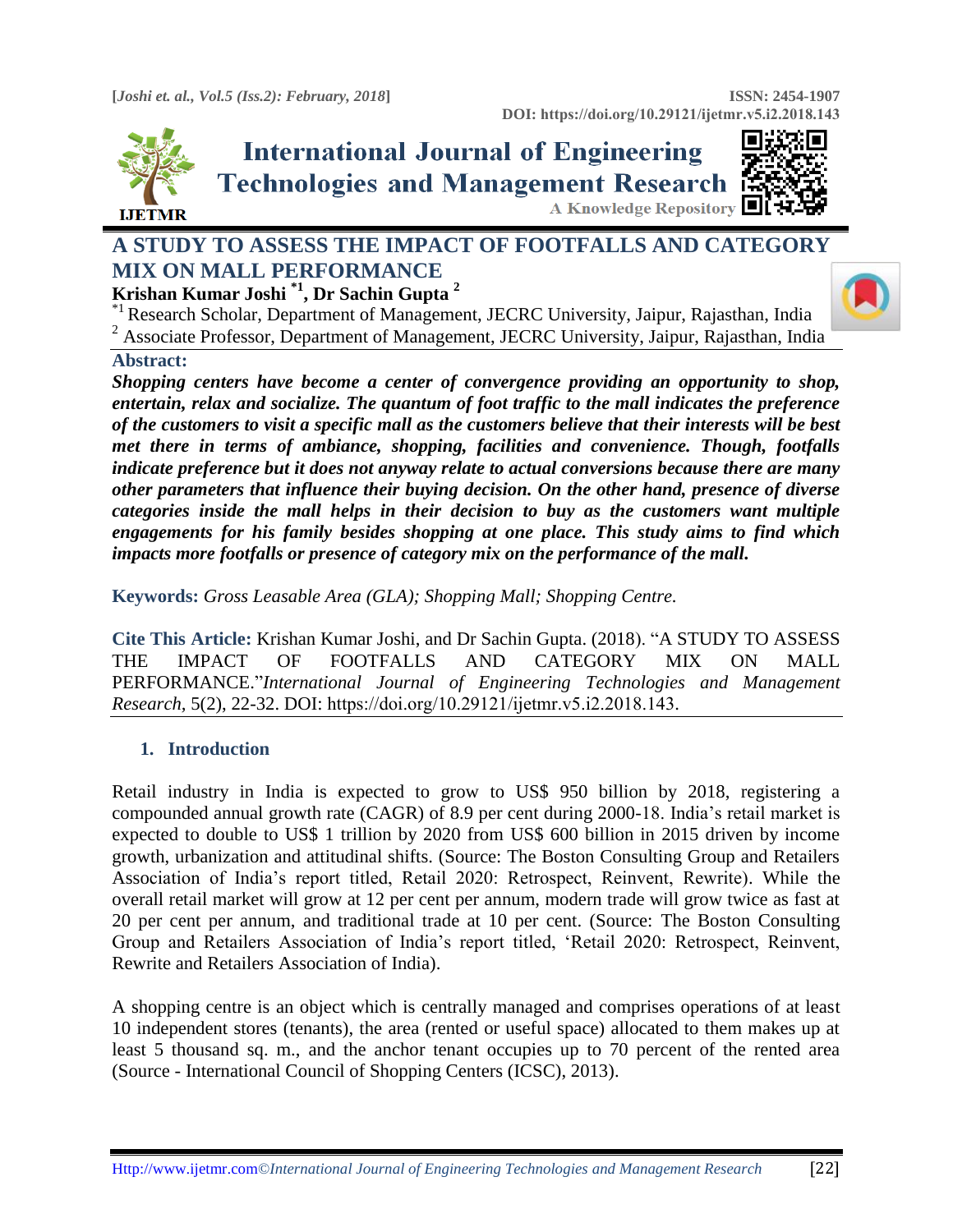# A STUDY TO ASSESS THE IMPACT OF FOOTFALLS AND CATEGORY MIX ON MALL PERFORMANCE

**Krishan Kumar Joshi [*1], Dr Sachin Gupta [2]**

[*1] Research Scholar, Department of Management, JECRC University, Jaipur, Rajasthan, India

[2] Associate Professor, Department of Management, JECRC University, Jaipur, Rajasthan, India

**Abstract:**

***Shopping centers have become a center of convergence providing an opportunity to shop, entertain, relax and socialize. The quantum of foot traffic to the mall indicates the preference of the customers to visit a specific mall as the customers believe that their interests will be best met there in terms of ambiance, shopping, facilities and convenience. Though, footfalls indicate preference but it does not anyway relate to actual conversions because there are many other parameters that influence their buying decision. On the other hand, presence of diverse categories inside the mall helps in their decision to buy as the customers want multiple engagements for his family besides shopping at one place. This study aims to find which impacts more footfalls or presence of category mix on the performance of the mall.***

**Keywords:** *Gross Leasable Area (GLA); Shopping Mall; Shopping Centre.*

**Cite This Article:** Krishan Kumar Joshi, and Dr Sachin Gupta. (2018). "A STUDY TO ASSESS THE IMPACT OF FOOTFALLS AND CATEGORY MIX ON MALL PERFORMANCE."*International Journal of Engineering Technologies and Management Research,* 5(2), 22-32. DOI: https://doi.org/10.29121/ijetmr.v5.i2.2018.143.

## 1. Introduction

Retail industry in India is expected to grow to US$ 950 billion by 2018, registering a compounded annual growth rate (CAGR) of 8.9 per cent during 2000-18. India's retail market is expected to double to US$ 1 trillion by 2020 from US$ 600 billion in 2015 driven by income growth, urbanization and attitudinal shifts. (Source: The Boston Consulting Group and Retailers Association of India's report titled, Retail 2020: Retrospect, Reinvent, Rewrite). While the overall retail market will grow at 12 per cent per annum, modern trade will grow twice as fast at 20 per cent per annum, and traditional trade at 10 per cent. (Source: The Boston Consulting Group and Retailers Association of India's report titled, 'Retail 2020: Retrospect, Reinvent, Rewrite and Retailers Association of India).

A shopping centre is an object which is centrally managed and comprises operations of at least 10 independent stores (tenants), the area (rented or useful space) allocated to them makes up at least 5 thousand sq. m., and the anchor tenant occupies up to 70 percent of the rented area (Source - International Council of Shopping Centers (ICSC), 2013).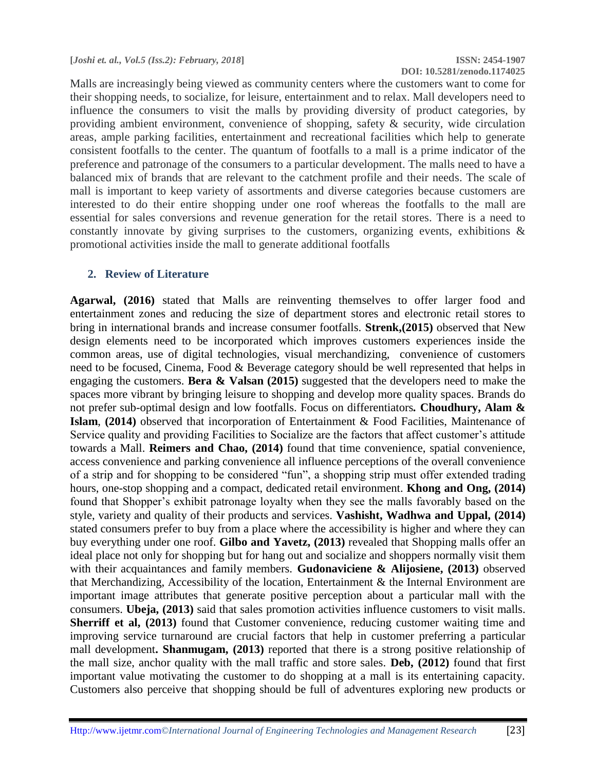Malls are increasingly being viewed as community centers where the customers want to come for their shopping needs, to socialize, for leisure, entertainment and to relax. Mall developers need to influence the consumers to visit the malls by providing diversity of product categories, by providing ambient environment, convenience of shopping, safety & security, wide circulation areas, ample parking facilities, entertainment and recreational facilities which help to generate consistent footfalls to the center. The quantum of footfalls to a mall is a prime indicator of the preference and patronage of the consumers to a particular development. The malls need to have a balanced mix of brands that are relevant to the catchment profile and their needs. The scale of mall is important to keep variety of assortments and diverse categories because customers are interested to do their entire shopping under one roof whereas the footfalls to the mall are essential for sales conversions and revenue generation for the retail stores. There is a need to constantly innovate by giving surprises to the customers, organizing events, exhibitions & promotional activities inside the mall to generate additional footfalls

## 2. Review of Literature

**Agarwal, (2016)** stated that Malls are reinventing themselves to offer larger food and entertainment zones and reducing the size of department stores and electronic retail stores to bring in international brands and increase consumer footfalls. **Strenk,(2015)** observed that New design elements need to be incorporated which improves customers experiences inside the common areas, use of digital technologies, visual merchandizing, convenience of customers need to be focused, Cinema, Food & Beverage category should be well represented that helps in engaging the customers. **Bera & Valsan (2015)** suggested that the developers need to make the spaces more vibrant by bringing leisure to shopping and develop more quality spaces. Brands do not prefer sub-optimal design and low footfalls. Focus on differentiators**. Choudhury, Alam & Islam**, **(2014)** observed that incorporation of Entertainment & Food Facilities, Maintenance of Service quality and providing Facilities to Socialize are the factors that affect customer's attitude towards a Mall. **Reimers and Chao, (2014)** found that time convenience, spatial convenience, access convenience and parking convenience all influence perceptions of the overall convenience of a strip and for shopping to be considered "fun", a shopping strip must offer extended trading hours, one-stop shopping and a compact, dedicated retail environment. **Khong and Ong, (2014)** found that Shopper's exhibit patronage loyalty when they see the malls favorably based on the style, variety and quality of their products and services. **Vashisht, Wadhwa and Uppal, (2014)** stated consumers prefer to buy from a place where the accessibility is higher and where they can buy everything under one roof. **Gilbo and Yavetz, (2013)** revealed that Shopping malls offer an ideal place not only for shopping but for hang out and socialize and shoppers normally visit them with their acquaintances and family members. **Gudonaviciene & Alijosiene, (2013)** observed that Merchandizing, Accessibility of the location, Entertainment & the Internal Environment are important image attributes that generate positive perception about a particular mall with the consumers. **Ubeja, (2013)** said that sales promotion activities influence customers to visit malls. **Sherriff et al, (2013)** found that Customer convenience, reducing customer waiting time and improving service turnaround are crucial factors that help in customer preferring a particular mall development**. Shanmugam, (2013)** reported that there is a strong positive relationship of the mall size, anchor quality with the mall traffic and store sales. **Deb, (2012)** found that first important value motivating the customer to do shopping at a mall is its entertaining capacity. Customers also perceive that shopping should be full of adventures exploring new products or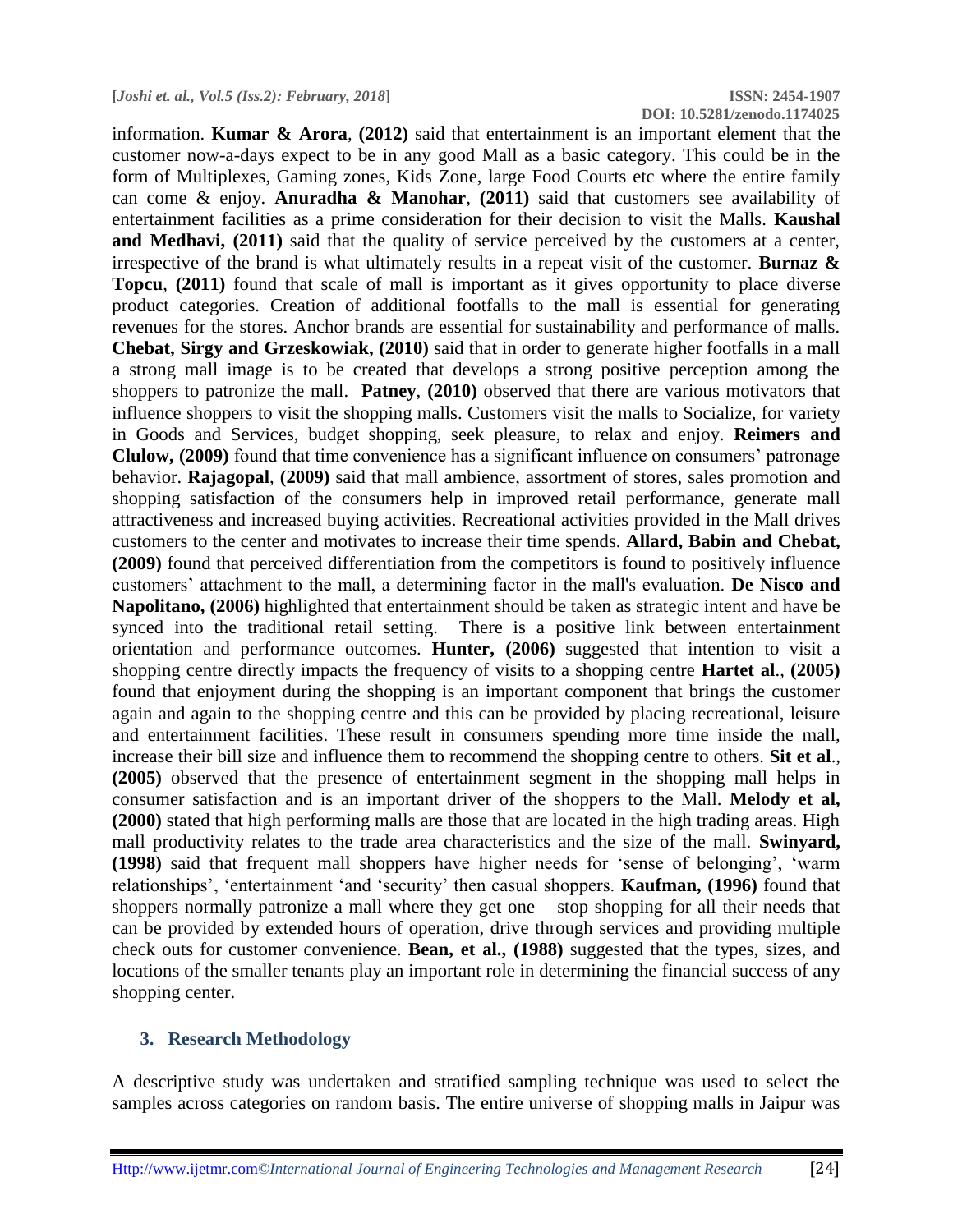information. **Kumar & Arora**, **(2012)** said that entertainment is an important element that the customer now-a-days expect to be in any good Mall as a basic category. This could be in the form of Multiplexes, Gaming zones, Kids Zone, large Food Courts etc where the entire family can come & enjoy. **Anuradha & Manohar**, **(2011)** said that customers see availability of entertainment facilities as a prime consideration for their decision to visit the Malls. **Kaushal and Medhavi, (2011)** said that the quality of service perceived by the customers at a center, irrespective of the brand is what ultimately results in a repeat visit of the customer. **Burnaz & Topcu**, **(2011)** found that scale of mall is important as it gives opportunity to place diverse product categories. Creation of additional footfalls to the mall is essential for generating revenues for the stores. Anchor brands are essential for sustainability and performance of malls. **Chebat, Sirgy and Grzeskowiak, (2010)** said that in order to generate higher footfalls in a mall a strong mall image is to be created that develops a strong positive perception among the shoppers to patronize the mall. **Patney**, **(2010)** observed that there are various motivators that influence shoppers to visit the shopping malls. Customers visit the malls to Socialize, for variety in Goods and Services, budget shopping, seek pleasure, to relax and enjoy. **Reimers and Clulow, (2009)** found that time convenience has a significant influence on consumers' patronage behavior. **Rajagopal**, **(2009)** said that mall ambience, assortment of stores, sales promotion and shopping satisfaction of the consumers help in improved retail performance, generate mall attractiveness and increased buying activities. Recreational activities provided in the Mall drives customers to the center and motivates to increase their time spends. **Allard, Babin and Chebat, (2009)** found that perceived differentiation from the competitors is found to positively influence customers' attachment to the mall, a determining factor in the mall's evaluation. **De Nisco and Napolitano, (2006)** highlighted that entertainment should be taken as strategic intent and have be synced into the traditional retail setting. There is a positive link between entertainment orientation and performance outcomes. **Hunter, (2006)** suggested that intention to visit a shopping centre directly impacts the frequency of visits to a shopping centre **Hartet al**., **(2005)** found that enjoyment during the shopping is an important component that brings the customer again and again to the shopping centre and this can be provided by placing recreational, leisure and entertainment facilities. These result in consumers spending more time inside the mall, increase their bill size and influence them to recommend the shopping centre to others. **Sit et al**., **(2005)** observed that the presence of entertainment segment in the shopping mall helps in consumer satisfaction and is an important driver of the shoppers to the Mall. **Melody et al, (2000)** stated that high performing malls are those that are located in the high trading areas. High mall productivity relates to the trade area characteristics and the size of the mall. **Swinyard, (1998)** said that frequent mall shoppers have higher needs for 'sense of belonging', 'warm relationships', 'entertainment 'and 'security' then casual shoppers. **Kaufman, (1996)** found that shoppers normally patronize a mall where they get one – stop shopping for all their needs that can be provided by extended hours of operation, drive through services and providing multiple check outs for customer convenience. **Bean, et al., (1988)** suggested that the types, sizes, and locations of the smaller tenants play an important role in determining the financial success of any shopping center.

## 3. Research Methodology

A descriptive study was undertaken and stratified sampling technique was used to select the samples across categories on random basis. The entire universe of shopping malls in Jaipur was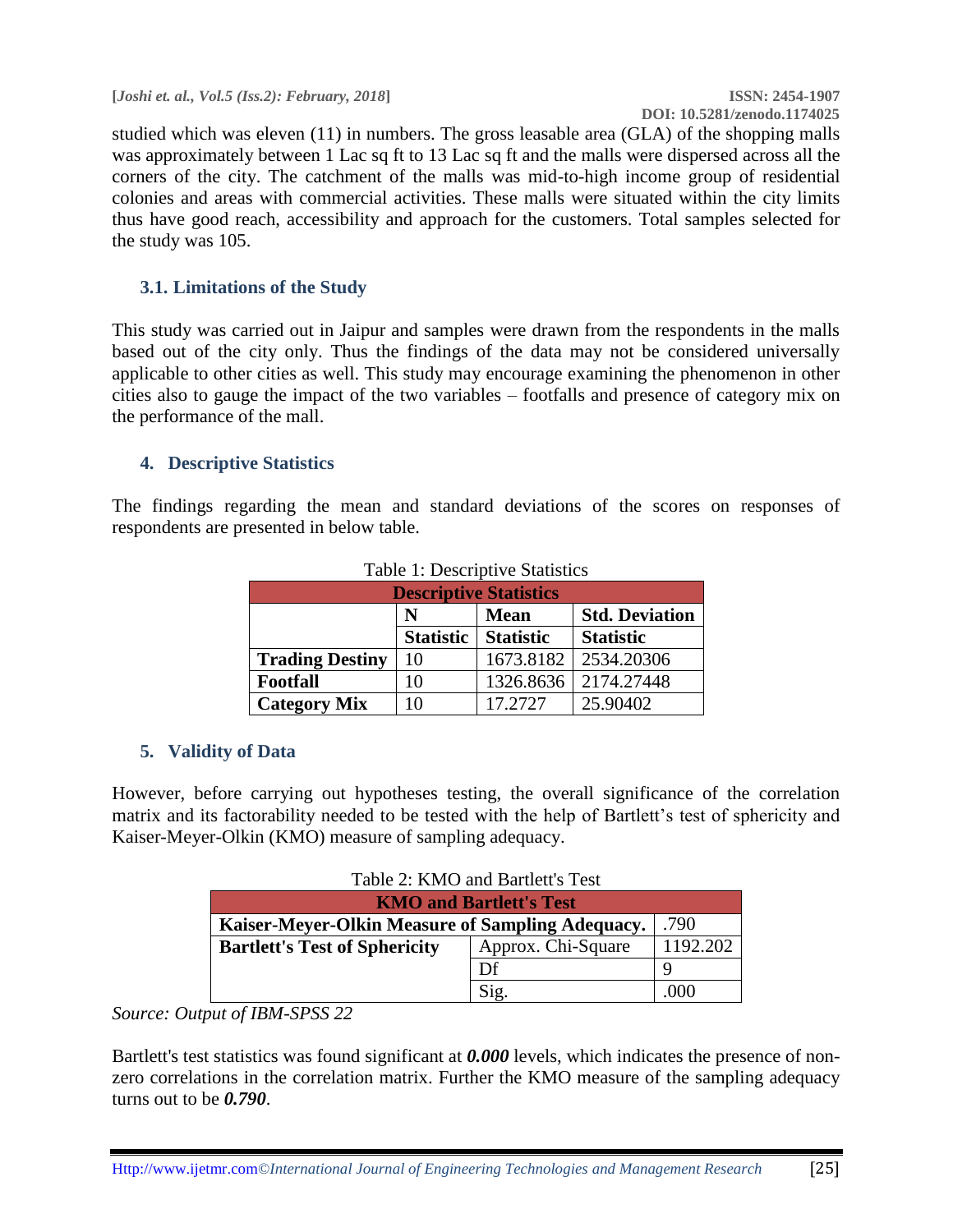studied which was eleven (11) in numbers. The gross leasable area (GLA) of the shopping malls was approximately between 1 Lac sq ft to 13 Lac sq ft and the malls were dispersed across all the corners of the city. The catchment of the malls was mid-to-high income group of residential colonies and areas with commercial activities. These malls were situated within the city limits thus have good reach, accessibility and approach for the customers. Total samples selected for the study was 105.

### 3.1. Limitations of the Study

This study was carried out in Jaipur and samples were drawn from the respondents in the malls based out of the city only. Thus the findings of the data may not be considered universally applicable to other cities as well. This study may encourage examining the phenomenon in other cities also to gauge the impact of the two variables – footfalls and presence of category mix on the performance of the mall.

## 4. Descriptive Statistics

The findings regarding the mean and standard deviations of the scores on responses of respondents are presented in below table.

Table 1: Descriptive Statistics

| Descriptive Statistics | | | |
|---|---|---|---|
| | **N** | **Mean** | **Std. Deviation** |
| | **Statistic** | **Statistic** | **Statistic** |
| **Trading Destiny** | 10 | 1673.8182 | 2534.20306 |
| **Footfall** | 10 | 1326.8636 | 2174.27448 |
| **Category Mix** | 10 | 17.2727 | 25.90402 |

## 5. Validity of Data

However, before carrying out hypotheses testing, the overall significance of the correlation matrix and its factorability needed to be tested with the help of Bartlett's test of sphericity and Kaiser-Meyer-Olkin (KMO) measure of sampling adequacy.

Table 2: KMO and Bartlett's Test

| KMO and Bartlett's Test | | |
|---|---|---|
| **Kaiser-Meyer-Olkin Measure of Sampling Adequacy.** | | .790 |
| **Bartlett's Test of Sphericity** | Approx. Chi-Square | 1192.202 |
| | Df | 9 |
| | Sig. | .000 |

*Source: Output of IBM-SPSS 22*

Bartlett's test statistics was found significant at ***0.000*** levels, which indicates the presence of non-zero correlations in the correlation matrix. Further the KMO measure of the sampling adequacy turns out to be ***0.790***.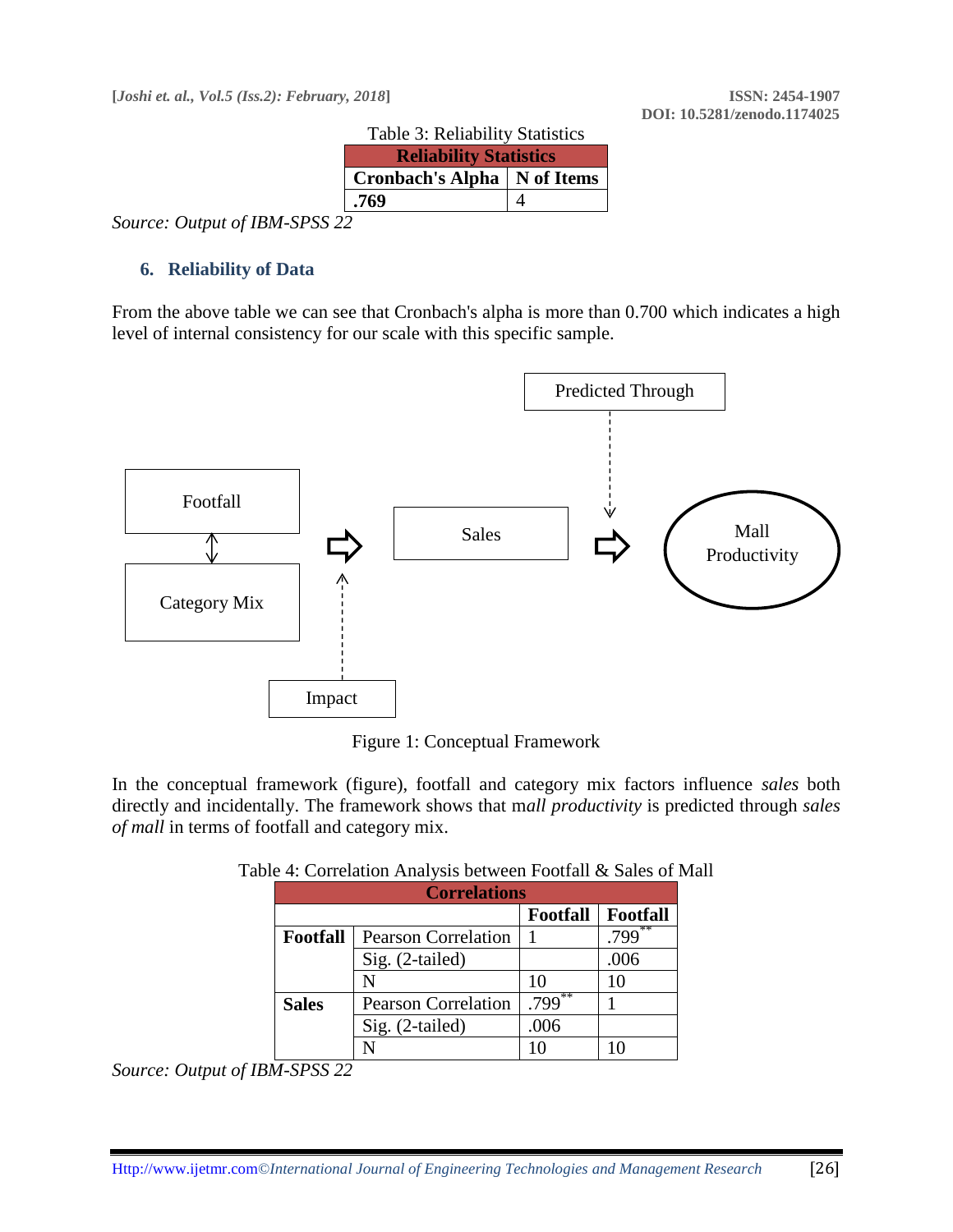Table 3: Reliability Statistics

| Reliability Statistics | |
|---|---|
| **Cronbach's Alpha** | **N of Items** |
| **.769** | 4 |

*Source: Output of IBM-SPSS 22*

### 6. Reliability of Data

From the above table we can see that Cronbach's alpha is more than 0.700 which indicates a high level of internal consistency for our scale with this specific sample.

Figure 1: Conceptual Framework

In the conceptual framework (figure), footfall and category mix factors influence *sales* both directly and incidentally. The framework shows that m*all productivity* is predicted through *sales of mall* in terms of footfall and category mix.

Table 4: Correlation Analysis between Footfall & Sales of Mall

| Correlations | | | |
|---|---|---|---|
| | | **Footfall** | **Footfall** |
| **Footfall** | Pearson Correlation | 1 | .799** |
| | Sig. (2-tailed) | | .006 |
| | N | 10 | 10 |
| **Sales** | Pearson Correlation | .799** | 1 |
| | Sig. (2-tailed) | .006 | |
| | N | 10 | 10 |

*Source: Output of IBM-SPSS 22*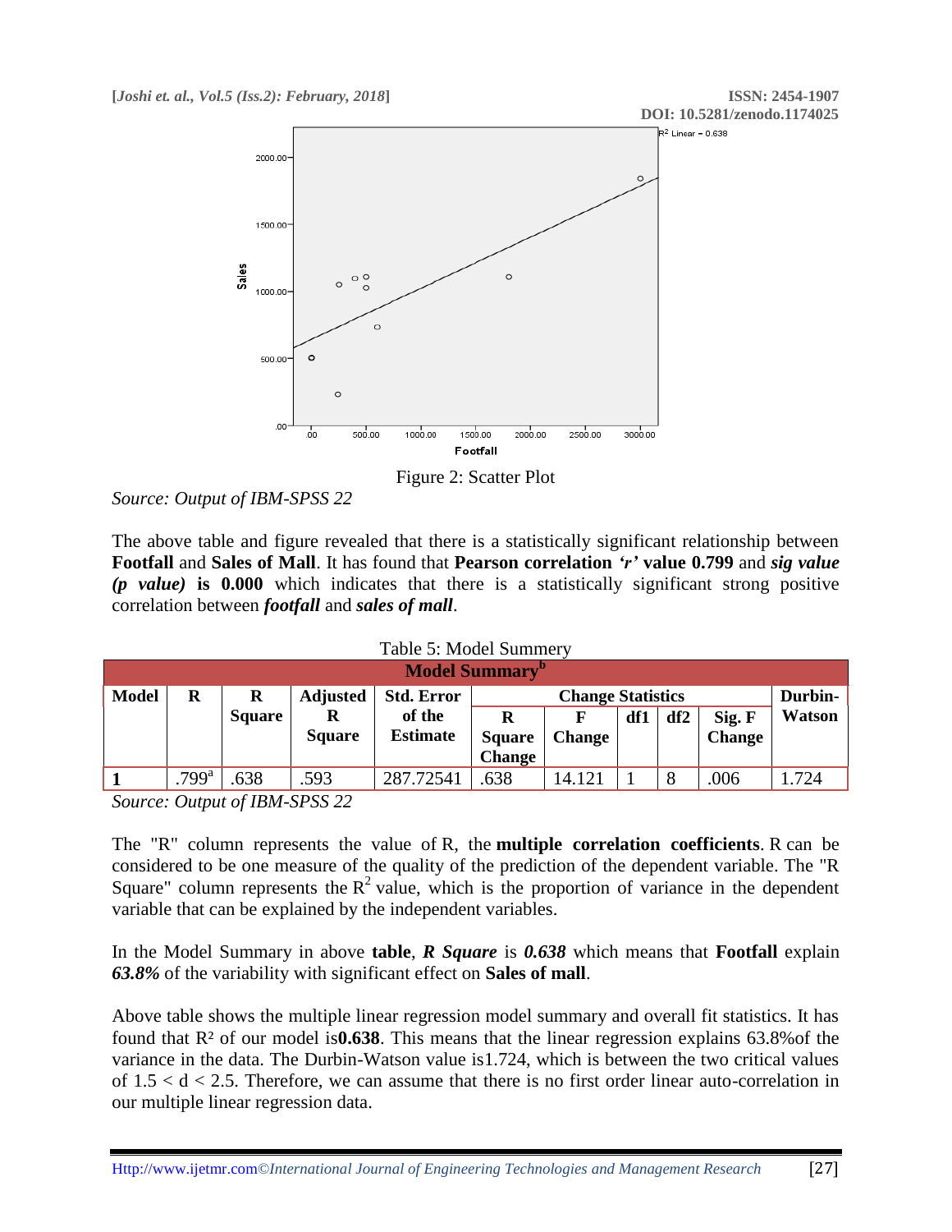Figure 2: Scatter Plot

*Source: Output of IBM-SPSS 22*

The above table and figure revealed that there is a statistically significant relationship between **Footfall** and **Sales of Mall**. It has found that **Pearson correlation *'r'* value 0.799** and ***sig value (p value)* is 0.000** which indicates that there is a statistically significant strong positive correlation between ***footfall*** and ***sales of mall***.

Table 5: Model Summery

| Model Summary[b] | | | | | | | | | | |
|---|---|---|---|---|---|---|---|---|---|---|
| **Model** | **R** | **R Square** | **Adjusted R Square** | **Std. Error of the Estimate** | **Change Statistics** | | | | | **Durbin-Watson** |
| | | | | | **R Square Change** | **F Change** | **df1** | **df2** | **Sig. F Change** | |
| **1** | .799[a] | .638 | .593 | 287.72541 | .638 | 14.121 | 1 | 8 | .006 | 1.724 |

*Source: Output of IBM-SPSS 22*

The "R" column represents the value of R, the **multiple correlation coefficients**. R can be considered to be one measure of the quality of the prediction of the dependent variable. The "R Square" column represents the $R^2$ value, which is the proportion of variance in the dependent variable that can be explained by the independent variables.

In the Model Summary in above **table**, ***R Square*** is ***0.638*** which means that **Footfall** explain ***63.8%*** of the variability with significant effect on **Sales of mall**.

Above table shows the multiple linear regression model summary and overall fit statistics. It has found that $R^2$ of our model is**0.638**. This means that the linear regression explains 63.8%of the variance in the data. The Durbin-Watson value is1.724, which is between the two critical values of $1.5 < d < 2.5$. Therefore, we can assume that there is no first order linear auto-correlation in our multiple linear regression data.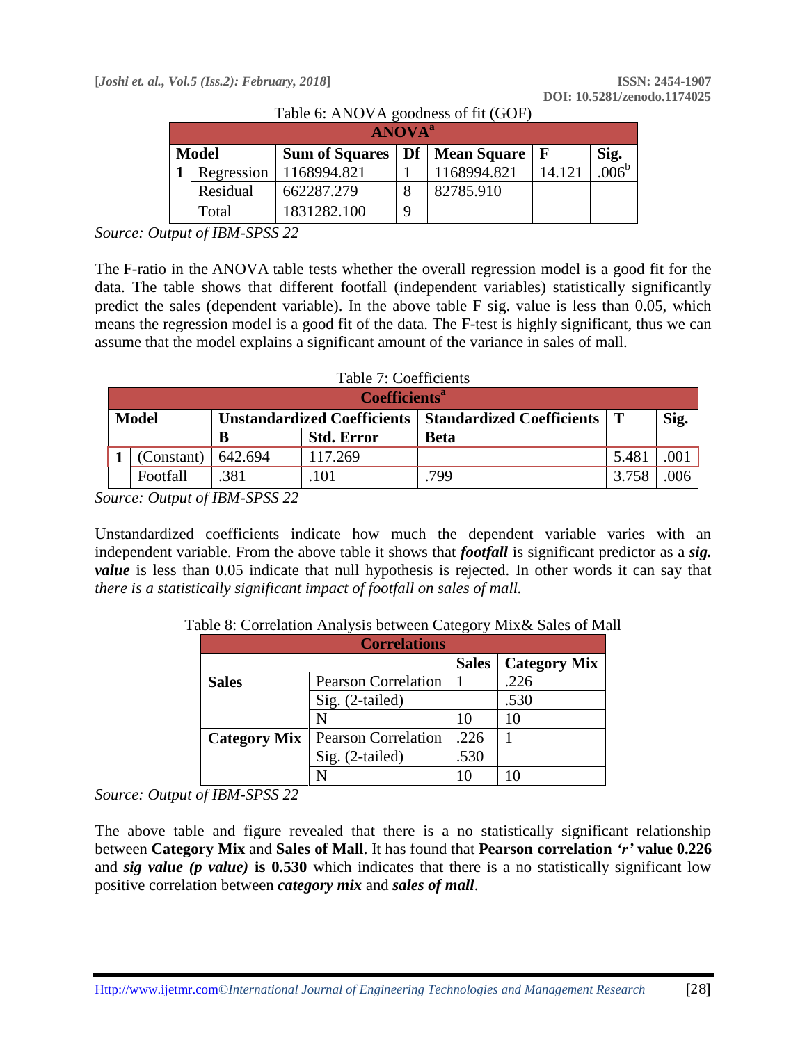Table 6: ANOVA goodness of fit (GOF)

| ANOVA[a] | | | | | | |
|---|---|---|---|---|---|---|
| Model | | Sum of Squares | Df | Mean Square | F | Sig. |
| 1 | Regression | 1168994.821 | 1 | 1168994.821 | 14.121 | .006[b] |
| | Residual | 662287.279 | 8 | 82785.910 | | |
| | Total | 1831282.100 | 9 | | | |

*Source: Output of IBM-SPSS 22*

The F-ratio in the ANOVA table tests whether the overall regression model is a good fit for the data. The table shows that different footfall (independent variables) statistically significantly predict the sales (dependent variable). In the above table F sig. value is less than 0.05, which means the regression model is a good fit of the data. The F-test is highly significant, thus we can assume that the model explains a significant amount of the variance in sales of mall.

Table 7: Coefficients

| Coefficients[a] | | | | | | |
|---|---|---|---|---|---|---|
| Model | | Unstandardized Coefficients | | Standardized Coefficients | T | Sig. |
| | | B | Std. Error | Beta | | |
| 1 | (Constant) | 642.694 | 117.269 | | 5.481 | .001 |
| | Footfall | .381 | .101 | .799 | 3.758 | .006 |

*Source: Output of IBM-SPSS 22*

Unstandardized coefficients indicate how much the dependent variable varies with an independent variable. From the above table it shows that ***footfall*** is significant predictor as a ***sig. value*** is less than 0.05 indicate that null hypothesis is rejected. In other words it can say that *there is a statistically significant impact of footfall on sales of mall.*

Table 8: Correlation Analysis between Category Mix& Sales of Mall

| Correlations | | | |
|---|---|---|---|
| | | Sales | Category Mix |
| **Sales** | Pearson Correlation | 1 | .226 |
| | Sig. (2-tailed) | | .530 |
| | N | 10 | 10 |
| **Category Mix** | Pearson Correlation | .226 | 1 |
| | Sig. (2-tailed) | .530 | |
| | N | 10 | 10 |

*Source: Output of IBM-SPSS 22*

The above table and figure revealed that there is a no statistically significant relationship between **Category Mix** and **Sales of Mall**. It has found that **Pearson correlation *'r'* value 0.226** and ***sig value (p value)*** **is 0.530** which indicates that there is a no statistically significant low positive correlation between ***category mix*** and ***sales of mall***.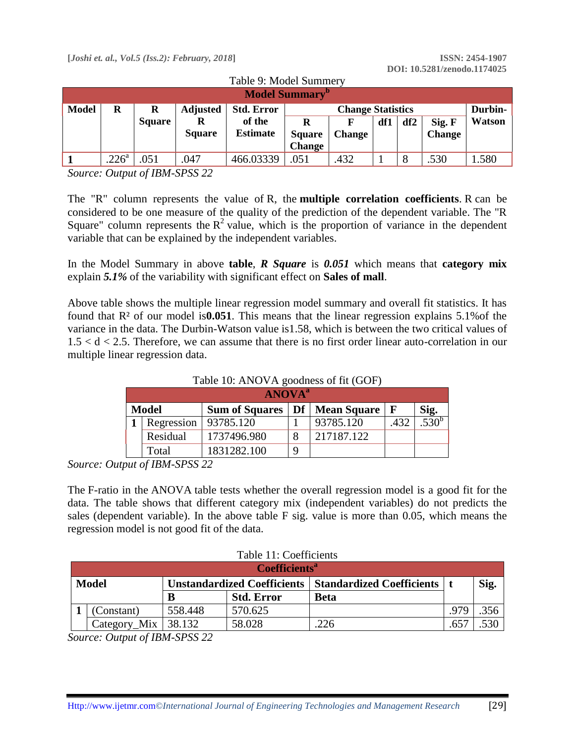Table 9: Model Summery

| Model Summary[b] | | | | | | | | | | |
|---|---|---|---|---|---|---|---|---|---|---|
| Model | R | R Square | Adjusted R Square | Std. Error of the Estimate | Change Statistics | | | | | Durbin-Watson |
| | | | | | R Square Change | F Change | df1 | df2 | Sig. F Change | |
| 1 | .226[a] | .051 | .047 | 466.03339 | .051 | .432 | 1 | 8 | .530 | 1.580 |

*Source: Output of IBM-SPSS 22*

The "R" column represents the value of R, the **multiple correlation coefficients**. R can be considered to be one measure of the quality of the prediction of the dependent variable. The "R Square" column represents the $R^2$ value, which is the proportion of variance in the dependent variable that can be explained by the independent variables.

In the Model Summary in above **table**, ***R Square*** is ***0.051*** which means that **category mix** explain ***5.1%*** of the variability with significant effect on **Sales of mall**.

Above table shows the multiple linear regression model summary and overall fit statistics. It has found that $R^2$ of our model is**0.051**. This means that the linear regression explains 5.1%of the variance in the data. The Durbin-Watson value is1.58, which is between the two critical values of $1.5 < d < 2.5$. Therefore, we can assume that there is no first order linear auto-correlation in our multiple linear regression data.

Table 10: ANOVA goodness of fit (GOF)

| ANOVA[a] | | | | | | |
|---|---|---|---|---|---|---|
| Model | | Sum of Squares | Df | Mean Square | F | Sig. |
| 1 | Regression | 93785.120 | 1 | 93785.120 | .432 | .530[b] |
| | Residual | 1737496.980 | 8 | 217187.122 | | |
| | Total | 1831282.100 | 9 | | | |

*Source: Output of IBM-SPSS 22*

The F-ratio in the ANOVA table tests whether the overall regression model is a good fit for the data. The table shows that different category mix (independent variables) do not predicts the sales (dependent variable). In the above table F sig. value is more than 0.05, which means the regression model is not good fit of the data.

Table 11: Coefficients

| Coefficients[a] | | | | | | |
|---|---|---|---|---|---|---|
| Model | | Unstandardized Coefficients | | Standardized Coefficients | t | Sig. |
| | | B | Std. Error | Beta | | |
| 1 | (Constant) | 558.448 | 570.625 | | .979 | .356 |
| | Category_Mix | 38.132 | 58.028 | .226 | .657 | .530 |

*Source: Output of IBM-SPSS 22*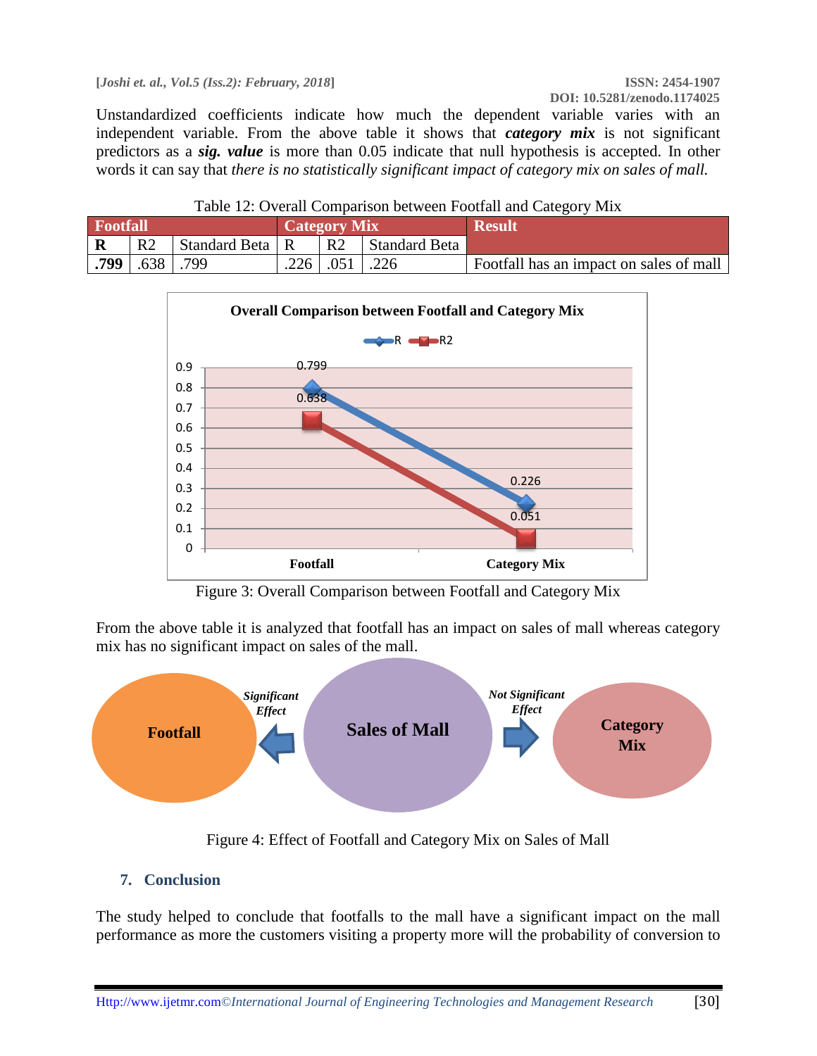Unstandardized coefficients indicate how much the dependent variable varies with an independent variable. From the above table it shows that ***category mix*** is not significant predictors as a ***sig. value*** is more than 0.05 indicate that null hypothesis is accepted. In other words it can say that *there is no statistically significant impact of category mix on sales of mall.*

Table 12: Overall Comparison between Footfall and Category Mix

| Footfall | | | Category Mix | | | Result |
|---|---|---|---|---|---|---|
| **R** | R2 | Standard Beta | R | R2 | Standard Beta | |
| **.799** | .638 | .799 | .226 | .051 | .226 | Footfall has an impact on sales of mall |

Figure 3: Overall Comparison between Footfall and Category Mix

From the above table it is analyzed that footfall has an impact on sales of mall whereas category mix has no significant impact on sales of the mall.

Figure 4: Effect of Footfall and Category Mix on Sales of Mall

## 7. Conclusion

The study helped to conclude that footfalls to the mall have a significant impact on the mall performance as more the customers visiting a property more will the probability of conversion to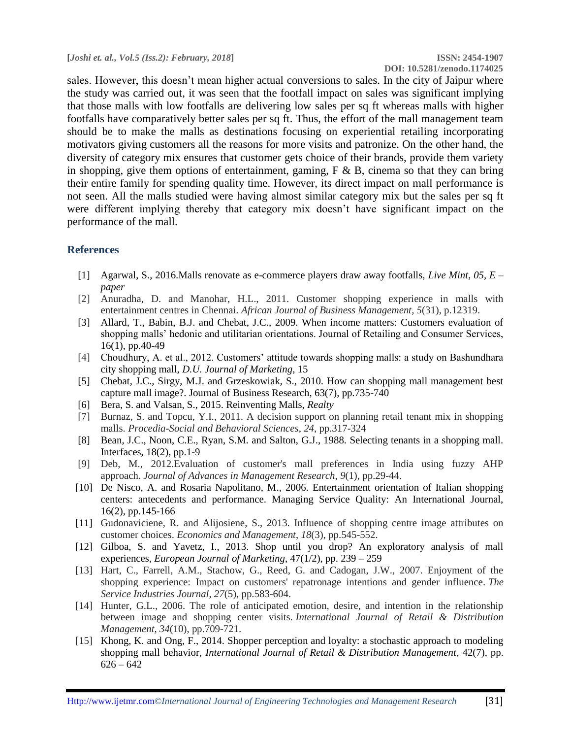sales. However, this doesn't mean higher actual conversions to sales. In the city of Jaipur where the study was carried out, it was seen that the footfall impact on sales was significant implying that those malls with low footfalls are delivering low sales per sq ft whereas malls with higher footfalls have comparatively better sales per sq ft. Thus, the effort of the mall management team should be to make the malls as destinations focusing on experiential retailing incorporating motivators giving customers all the reasons for more visits and patronize. On the other hand, the diversity of category mix ensures that customer gets choice of their brands, provide them variety in shopping, give them options of entertainment, gaming, F & B, cinema so that they can bring their entire family for spending quality time. However, its direct impact on mall performance is not seen. All the malls studied were having almost similar category mix but the sales per sq ft were different implying thereby that category mix doesn't have significant impact on the performance of the mall.

## References

[1] Agarwal, S., 2016.Malls renovate as e-commerce players draw away footfalls, *Live Mint, 05, E – paper*

[2] Anuradha, D. and Manohar, H.L., 2011. Customer shopping experience in malls with entertainment centres in Chennai. *African Journal of Business Management*, *5*(31), p.12319.

[3] Allard, T., Babin, B.J. and Chebat, J.C., 2009. When income matters: Customers evaluation of shopping malls' hedonic and utilitarian orientations. Journal of Retailing and Consumer Services, 16(1), pp.40-49

[4] Choudhury, A. et al., 2012. Customers' attitude towards shopping malls: a study on Bashundhara city shopping mall, *D.U. Journal of Marketing*, 15

[5] Chebat, J.C., Sirgy, M.J. and Grzeskowiak, S., 2010. How can shopping mall management best capture mall image?. Journal of Business Research, 63(7), pp.735-740

[6] Bera, S. and Valsan, S., 2015. Reinventing Malls, *Realty*

[7] Burnaz, S. and Topcu, Y.I., 2011. A decision support on planning retail tenant mix in shopping malls. *Procedia-Social and Behavioral Sciences*, *24*, pp.317-324

[8] Bean, J.C., Noon, C.E., Ryan, S.M. and Salton, G.J., 1988. Selecting tenants in a shopping mall. Interfaces, 18(2), pp.1-9

[9] Deb, M., 2012.Evaluation of customer's mall preferences in India using fuzzy AHP approach. *Journal of Advances in Management Research*, *9*(1), pp.29-44.

[10] De Nisco, A. and Rosaria Napolitano, M., 2006. Entertainment orientation of Italian shopping centers: antecedents and performance. Managing Service Quality: An International Journal, 16(2), pp.145-166

[11] Gudonaviciene, R. and Alijosiene, S., 2013. Influence of shopping centre image attributes on customer choices. *Economics and Management*, *18*(3), pp.545-552.

[12] Gilboa, S. and Yavetz, I., 2013. Shop until you drop? An exploratory analysis of mall experiences, *European Journal of Marketing*, 47(1/2), pp. 239 – 259

[13] Hart, C., Farrell, A.M., Stachow, G., Reed, G. and Cadogan, J.W., 2007. Enjoyment of the shopping experience: Impact on customers' repatronage intentions and gender influence. *The Service Industries Journal*, *27*(5), pp.583-604.

[14] Hunter, G.L., 2006. The role of anticipated emotion, desire, and intention in the relationship between image and shopping center visits. *International Journal of Retail & Distribution Management*, *34*(10), pp.709-721.

[15] Khong, K. and Ong, F., 2014. Shopper perception and loyalty: a stochastic approach to modeling shopping mall behavior, *International Journal of Retail & Distribution Management*, 42(7), pp. 626 – 642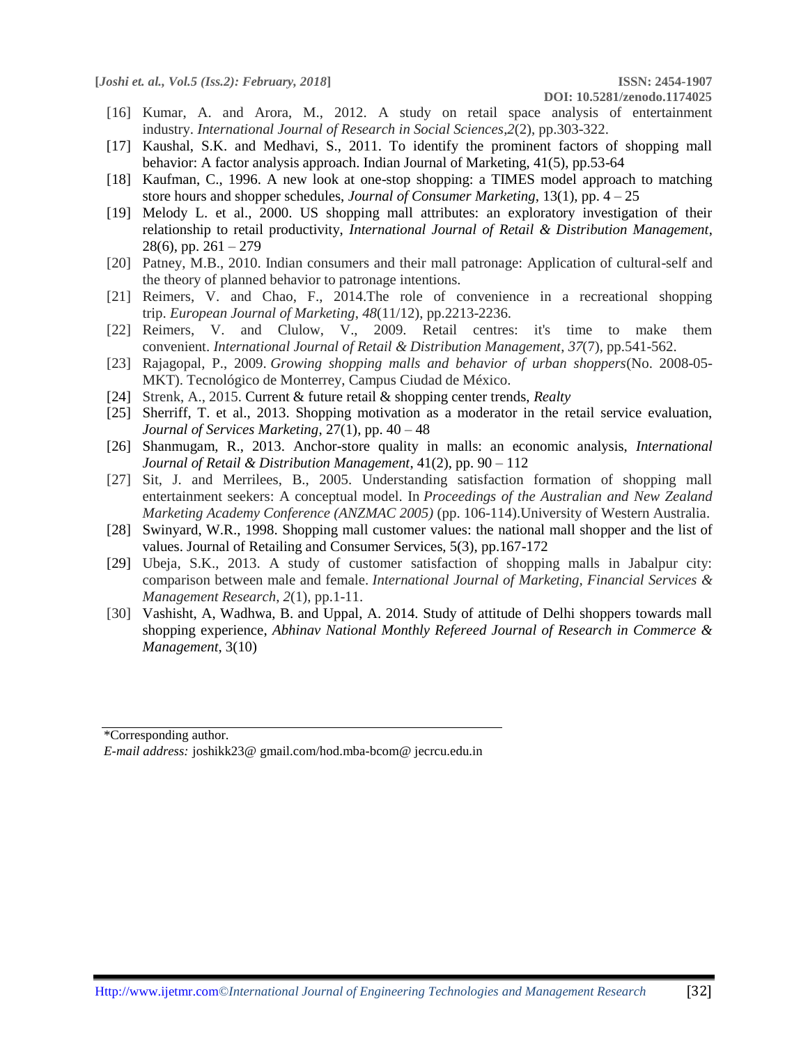[16] Kumar, A. and Arora, M., 2012. A study on retail space analysis of entertainment industry. *International Journal of Research in Social Sciences*,*2*(2), pp.303-322.

[17] Kaushal, S.K. and Medhavi, S., 2011. To identify the prominent factors of shopping mall behavior: A factor analysis approach. Indian Journal of Marketing, 41(5), pp.53-64

[18] Kaufman, C., 1996. A new look at one-stop shopping: a TIMES model approach to matching store hours and shopper schedules, *Journal of Consumer Marketing*, 13(1), pp. 4 – 25

[19] Melody L. et al., 2000. US shopping mall attributes: an exploratory investigation of their relationship to retail productivity, *International Journal of Retail & Distribution Management*, 28(6), pp. 261 – 279

[20] Patney, M.B., 2010. Indian consumers and their mall patronage: Application of cultural-self and the theory of planned behavior to patronage intentions.

[21] Reimers, V. and Chao, F., 2014.The role of convenience in a recreational shopping trip. *European Journal of Marketing*, *48*(11/12), pp.2213-2236.

[22] Reimers, V. and Clulow, V., 2009. Retail centres: it's time to make them convenient. *International Journal of Retail & Distribution Management*, *37*(7), pp.541-562.

[23] Rajagopal, P., 2009. *Growing shopping malls and behavior of urban shoppers*(No. 2008-05-MKT). Tecnológico de Monterrey, Campus Ciudad de México.

[24] Strenk, A., 2015. Current & future retail & shopping center trends, *Realty*

[25] Sherriff, T. et al., 2013. Shopping motivation as a moderator in the retail service evaluation, *Journal of Services Marketing*, 27(1), pp. 40 – 48

[26] Shanmugam, R., 2013. Anchor-store quality in malls: an economic analysis, *International Journal of Retail & Distribution Management*, 41(2), pp. 90 – 112

[27] Sit, J. and Merrilees, B., 2005. Understanding satisfaction formation of shopping mall entertainment seekers: A conceptual model. In *Proceedings of the Australian and New Zealand Marketing Academy Conference (ANZMAC 2005)* (pp. 106-114).University of Western Australia.

[28] Swinyard, W.R., 1998. Shopping mall customer values: the national mall shopper and the list of values. Journal of Retailing and Consumer Services, 5(3), pp.167-172

[29] Ubeja, S.K., 2013. A study of customer satisfaction of shopping malls in Jabalpur city: comparison between male and female. *International Journal of Marketing, Financial Services & Management Research*, *2*(1), pp.1-11.

[30] Vashisht, A, Wadhwa, B. and Uppal, A. 2014. Study of attitude of Delhi shoppers towards mall shopping experience, *Abhinav National Monthly Refereed Journal of Research in Commerce & Management*, 3(10)

---

*Corresponding author.

*E-mail address:* joshikk23@ gmail.com/hod.mba-bcom@ jecrcu.edu.in